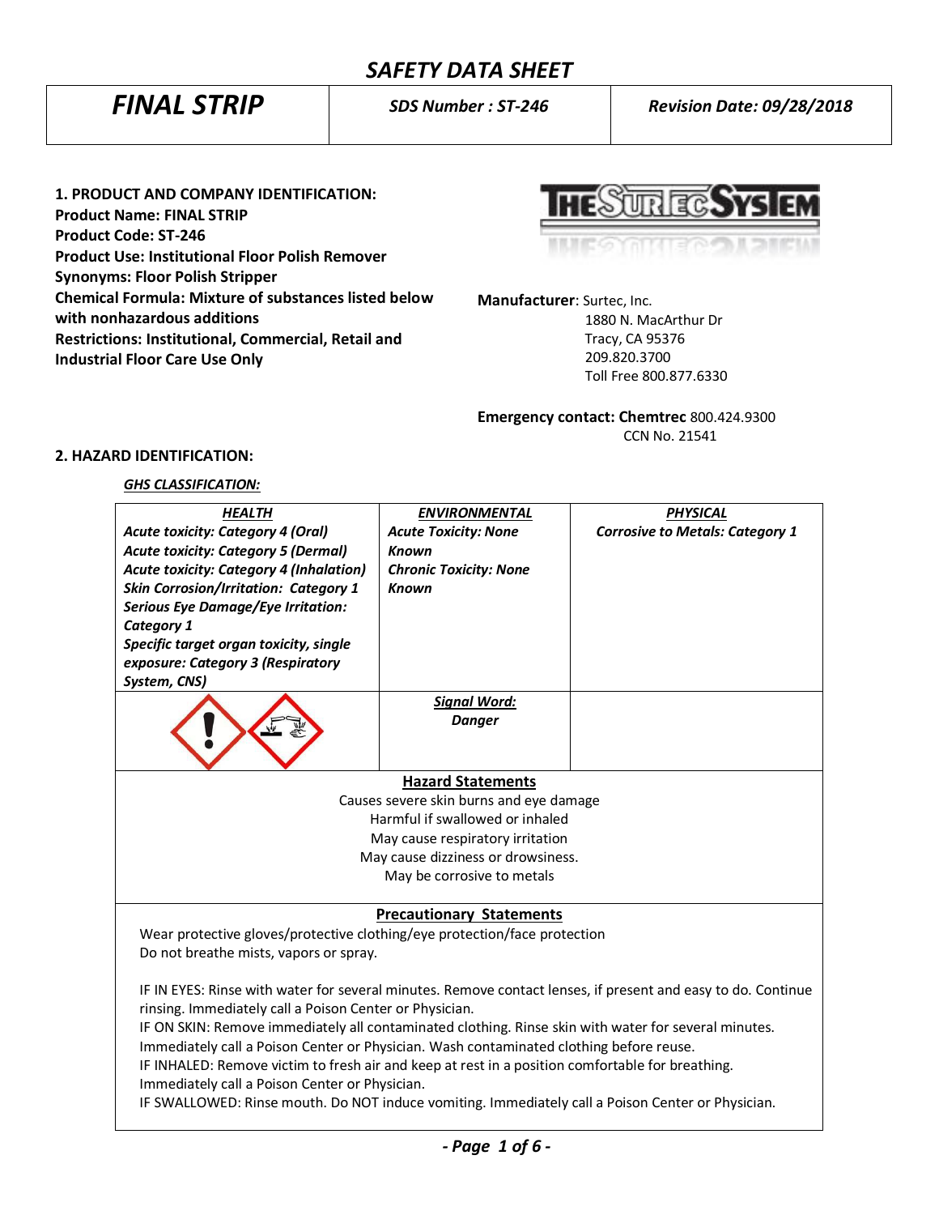# SAFETY DATA SHEET

| FINAL STRIP | SDS Number : ST-246 | Revision Date: 09/28/2018 |
|---|---|---|

## 1. PRODUCT AND COMPANY IDENTIFICATION:

**Product Name: FINAL STRIP**
**Product Code: ST-246**
**Product Use: Institutional Floor Polish Remover**
**Synonyms: Floor Polish Stripper**
**Chemical Formula: Mixture of substances listed below with nonhazardous additions**
**Restrictions: Institutional, Commercial, Retail and Industrial Floor Care Use Only**

**Manufacturer**: Surtec, Inc.
1880 N. MacArthur Dr
Tracy, CA 95376
209.820.3700
Toll Free 800.877.6330

**Emergency contact: Chemtrec** 800.424.9300
CCN No. 21541

## 2. HAZARD IDENTIFICATION:

***GHS CLASSIFICATION:***

| HEALTH | ENVIRONMENTAL | PHYSICAL |
|---|---|---|
| *Acute toxicity: Category 4 (Oral)*<br>*Acute toxicity: Category 5 (Dermal)*<br>*Acute toxicity: Category 4 (Inhalation)*<br>*Skin Corrosion/Irritation: Category 1*<br>*Serious Eye Damage/Eye Irritation: Category 1*<br>*Specific target organ toxicity, single exposure: Category 3 (Respiratory System, CNS)* | *Acute Toxicity: None Known*<br>*Chronic Toxicity: None Known* | *Corrosive to Metals: Category 1* |
| | ***Signal Word:***<br>***Danger*** | |

**Hazard Statements**

Causes severe skin burns and eye damage
Harmful if swallowed or inhaled
May cause respiratory irritation
May cause dizziness or drowsiness.
May be corrosive to metals

**Precautionary Statements**

Wear protective gloves/protective clothing/eye protection/face protection
Do not breathe mists, vapors or spray.

IF IN EYES: Rinse with water for several minutes. Remove contact lenses, if present and easy to do. Continue rinsing. Immediately call a Poison Center or Physician.
IF ON SKIN: Remove immediately all contaminated clothing. Rinse skin with water for several minutes. Immediately call a Poison Center or Physician. Wash contaminated clothing before reuse.
IF INHALED: Remove victim to fresh air and keep at rest in a position comfortable for breathing. Immediately call a Poison Center or Physician.
IF SWALLOWED: Rinse mouth. Do NOT induce vomiting. Immediately call a Poison Center or Physician.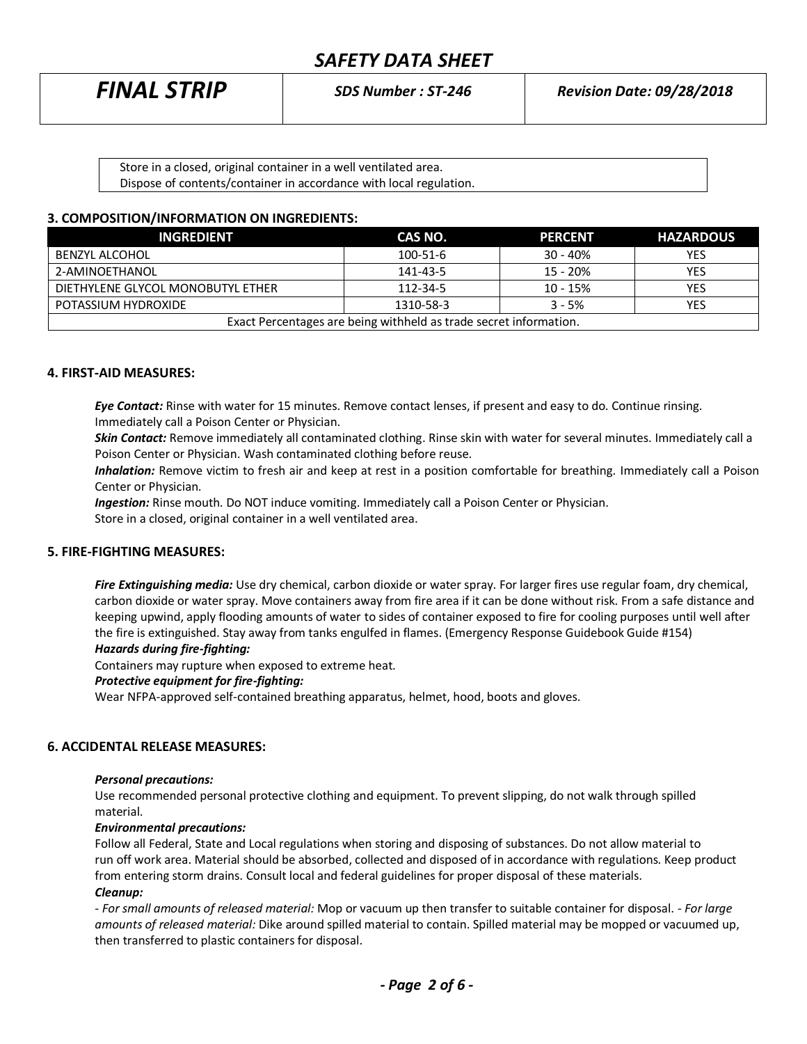Store in a closed, original container in a well ventilated area.
Dispose of contents/container in accordance with local regulation.

### 3. COMPOSITION/INFORMATION ON INGREDIENTS:

| INGREDIENT | CAS NO. | PERCENT | HAZARDOUS |
|---|---|---|---|
| BENZYL ALCOHOL | 100-51-6 | 30 - 40% | YES |
| 2-AMINOETHANOL | 141-43-5 | 15 - 20% | YES |
| DIETHYLENE GLYCOL MONOBUTYL ETHER | 112-34-5 | 10 - 15% | YES |
| POTASSIUM HYDROXIDE | 1310-58-3 | 3 - 5% | YES |
| Exact Percentages are being withheld as trade secret information. | | | |

### 4. FIRST-AID MEASURES:

***Eye Contact:*** Rinse with water for 15 minutes. Remove contact lenses, if present and easy to do. Continue rinsing. Immediately call a Poison Center or Physician.
***Skin Contact:*** Remove immediately all contaminated clothing. Rinse skin with water for several minutes. Immediately call a Poison Center or Physician. Wash contaminated clothing before reuse.
***Inhalation:*** Remove victim to fresh air and keep at rest in a position comfortable for breathing. Immediately call a Poison Center or Physician.
***Ingestion:*** Rinse mouth. Do NOT induce vomiting. Immediately call a Poison Center or Physician.
Store in a closed, original container in a well ventilated area.

### 5. FIRE-FIGHTING MEASURES:

***Fire Extinguishing media:*** Use dry chemical, carbon dioxide or water spray. For larger fires use regular foam, dry chemical, carbon dioxide or water spray. Move containers away from fire area if it can be done without risk. From a safe distance and keeping upwind, apply flooding amounts of water to sides of container exposed to fire for cooling purposes until well after the fire is extinguished. Stay away from tanks engulfed in flames. (Emergency Response Guidebook Guide #154)
***Hazards during fire-fighting:***
Containers may rupture when exposed to extreme heat.
***Protective equipment for fire-fighting:***
Wear NFPA-approved self-contained breathing apparatus, helmet, hood, boots and gloves.

### 6. ACCIDENTAL RELEASE MEASURES:

***Personal precautions:***
Use recommended personal protective clothing and equipment. To prevent slipping, do not walk through spilled material.
***Environmental precautions:***
Follow all Federal, State and Local regulations when storing and disposing of substances. Do not allow material to run off work area. Material should be absorbed, collected and disposed of in accordance with regulations. Keep product from entering storm drains. Consult local and federal guidelines for proper disposal of these materials.
***Cleanup:***
- *For small amounts of released material:* Mop or vacuum up then transfer to suitable container for disposal. - *For large amounts of released material:* Dike around spilled material to contain. Spilled material may be mopped or vacuumed up, then transferred to plastic containers for disposal.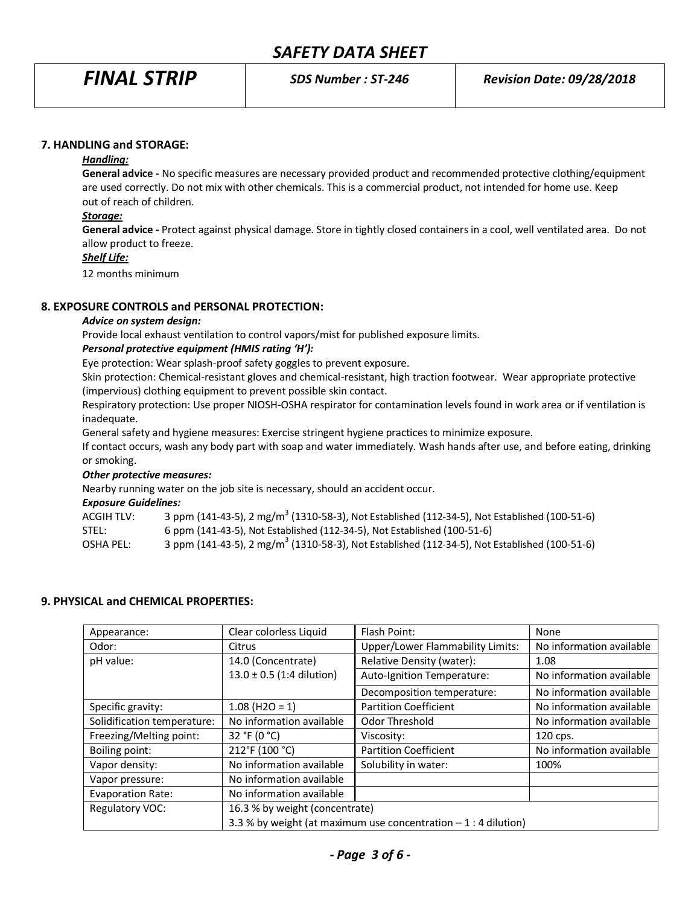## 7. HANDLING and STORAGE:

***Handling:***

**General advice -** No specific measures are necessary provided product and recommended protective clothing/equipment are used correctly. Do not mix with other chemicals. This is a commercial product, not intended for home use. Keep out of reach of children.

***Storage:***

**General advice -** Protect against physical damage. Store in tightly closed containers in a cool, well ventilated area. Do not allow product to freeze.

***Shelf Life:***

12 months minimum

## 8. EXPOSURE CONTROLS and PERSONAL PROTECTION:

***Advice on system design:***

Provide local exhaust ventilation to control vapors/mist for published exposure limits.

***Personal protective equipment (HMIS rating 'H'):***

Eye protection: Wear splash-proof safety goggles to prevent exposure.

Skin protection: Chemical-resistant gloves and chemical-resistant, high traction footwear. Wear appropriate protective (impervious) clothing equipment to prevent possible skin contact.

Respiratory protection: Use proper NIOSH-OSHA respirator for contamination levels found in work area or if ventilation is inadequate.

General safety and hygiene measures: Exercise stringent hygiene practices to minimize exposure.

If contact occurs, wash any body part with soap and water immediately. Wash hands after use, and before eating, drinking or smoking.

***Other protective measures:***

Nearby running water on the job site is necessary, should an accident occur.

***Exposure Guidelines:***

ACGIH TLV: 3 ppm (141-43-5), 2 $mg/m^3$ (1310-58-3), Not Established (112-34-5), Not Established (100-51-6)

STEL: 6 ppm (141-43-5), Not Established (112-34-5), Not Established (100-51-6)

OSHA PEL: 3 ppm (141-43-5), 2 $mg/m^3$ (1310-58-3), Not Established (112-34-5), Not Established (100-51-6)

## 9. PHYSICAL and CHEMICAL PROPERTIES:

| Appearance: | Clear colorless Liquid | Flash Point: | None |
|---|---|---|---|
| Odor: | Citrus | Upper/Lower Flammability Limits: | No information available |
| pH value: | 14.0 (Concentrate) 13.0 ± 0.5 (1:4 dilution) | Relative Density (water): | 1.08 |
| | | Auto-Ignition Temperature: | No information available |
| | | Decomposition temperature: | No information available |
| Specific gravity: | 1.08 (H2O = 1) | Partition Coefficient | No information available |
| Solidification temperature: | No information available | Odor Threshold | No information available |
| Freezing/Melting point: | 32 °F (0 °C) | Viscosity: | 120 cps. |
| Boiling point: | 212°F (100 °C) | Partition Coefficient | No information available |
| Vapor density: | No information available | Solubility in water: | 100% |
| Vapor pressure: | No information available | | |
| Evaporation Rate: | No information available | | |
| Regulatory VOC: | 16.3 % by weight (concentrate) 3.3 % by weight (at maximum use concentration – 1 : 4 dilution) | | |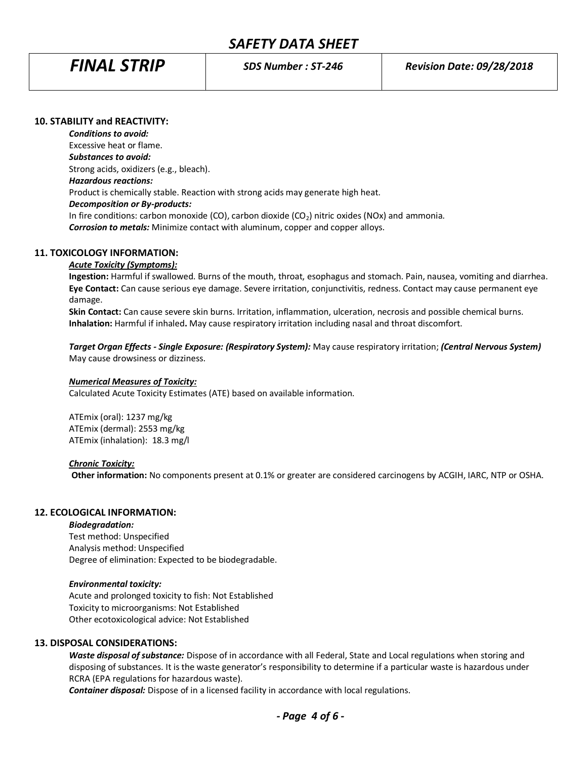## 10. STABILITY and REACTIVITY:

***Conditions to avoid:***
Excessive heat or flame.

***Substances to avoid:***
Strong acids, oxidizers (e.g., bleach).

***Hazardous reactions:***
Product is chemically stable. Reaction with strong acids may generate high heat.

***Decomposition or By-products:***
In fire conditions: carbon monoxide (CO), carbon dioxide ($CO_2$) nitric oxides (NOx) and ammonia.

***Corrosion to metals:*** Minimize contact with aluminum, copper and copper alloys.

## 11. TOXICOLOGY INFORMATION:

***Acute Toxicity (Symptoms):***

**Ingestion:** Harmful if swallowed. Burns of the mouth, throat, esophagus and stomach. Pain, nausea, vomiting and diarrhea.

**Eye Contact:** Can cause serious eye damage. Severe irritation, conjunctivitis, redness. Contact may cause permanent eye damage.

**Skin Contact:** Can cause severe skin burns. Irritation, inflammation, ulceration, necrosis and possible chemical burns.

**Inhalation:** Harmful if inhaled**.** May cause respiratory irritation including nasal and throat discomfort.

***Target Organ Effects - Single Exposure: (Respiratory System):*** May cause respiratory irritation; ***(Central Nervous System)*** May cause drowsiness or dizziness.

***Numerical Measures of Toxicity:***

Calculated Acute Toxicity Estimates (ATE) based on available information.

ATEmix (oral): 1237 mg/kg
ATEmix (dermal): 2553 mg/kg
ATEmix (inhalation): 18.3 mg/l

***Chronic Toxicity:***

**Other information:** No components present at 0.1% or greater are considered carcinogens by ACGIH, IARC, NTP or OSHA.

## 12. ECOLOGICAL INFORMATION:

***Biodegradation:***
Test method: Unspecified
Analysis method: Unspecified
Degree of elimination: Expected to be biodegradable.

***Environmental toxicity:***
Acute and prolonged toxicity to fish: Not Established
Toxicity to microorganisms: Not Established
Other ecotoxicological advice: Not Established

## 13. DISPOSAL CONSIDERATIONS:

***Waste disposal of substance:*** Dispose of in accordance with all Federal, State and Local regulations when storing and disposing of substances. It is the waste generator's responsibility to determine if a particular waste is hazardous under RCRA (EPA regulations for hazardous waste).

***Container disposal:*** Dispose of in a licensed facility in accordance with local regulations.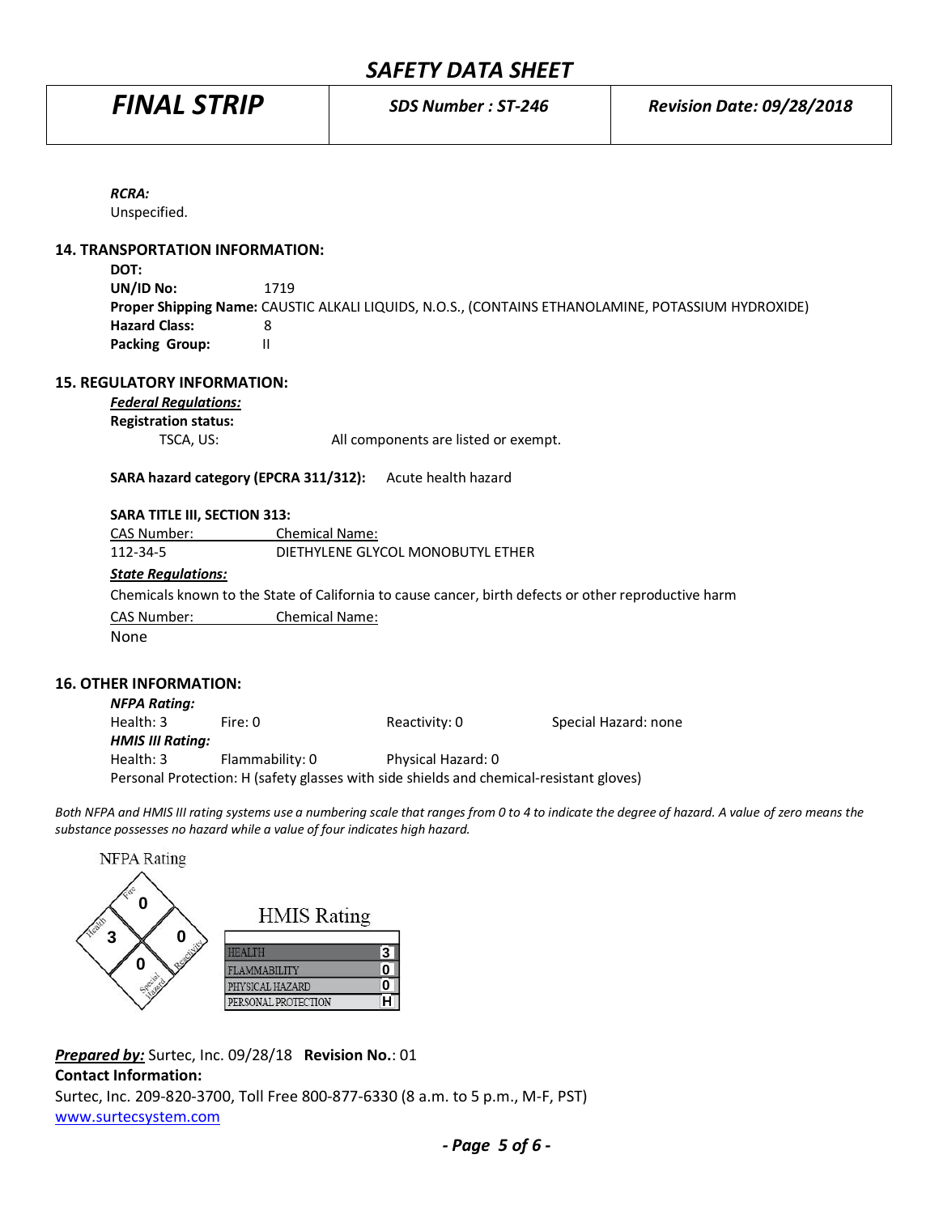*RCRA:*
Unspecified.

## 14. TRANSPORTATION INFORMATION:

**DOT:**
**UN/ID No:** 1719
**Proper Shipping Name:** CAUSTIC ALKALI LIQUIDS, N.O.S., (CONTAINS ETHANOLAMINE, POTASSIUM HYDROXIDE)
**Hazard Class:** 8
**Packing Group:** II

## 15. REGULATORY INFORMATION:

***Federal Regulations:***
**Registration status:**
TSCA, US: All components are listed or exempt.

**SARA hazard category (EPCRA 311/312):** Acute health hazard

**SARA TITLE III, SECTION 313:**

| CAS Number: | Chemical Name: |
|---|---|
| 112-34-5 | DIETHYLENE GLYCOL MONOBUTYL ETHER |

***State Regulations:***
Chemicals known to the State of California to cause cancer, birth defects or other reproductive harm

| CAS Number: | Chemical Name: |
|---|---|
| None | |

## 16. OTHER INFORMATION:

***NFPA Rating:***
Health: 3 Fire: 0 Reactivity: 0 Special Hazard: none

***HMIS III Rating:***
Health: 3 Flammability: 0 Physical Hazard: 0
Personal Protection: H (safety glasses with side shields and chemical-resistant gloves)

*Both NFPA and HMIS III rating systems use a numbering scale that ranges from 0 to 4 to indicate the degree of hazard. A value of zero means the substance possesses no hazard while a value of four indicates high hazard.*

NFPA Rating

- Fire: 0
- Health: 3
- Reactivity: 0
- Special Hazard: 0

HMIS Rating

| | |
|---|---|
| HEALTH | 3 |
| FLAMMABILITY | 0 |
| PHYSICAL HAZARD | 0 |
| PERSONAL PROTECTION | H |

***Prepared by:*** Surtec, Inc. 09/28/18 **Revision No.**: 01
**Contact Information:**
Surtec, Inc. 209-820-3700, Toll Free 800-877-6330 (8 a.m. to 5 p.m., M-F, PST)
www.surtecsystem.com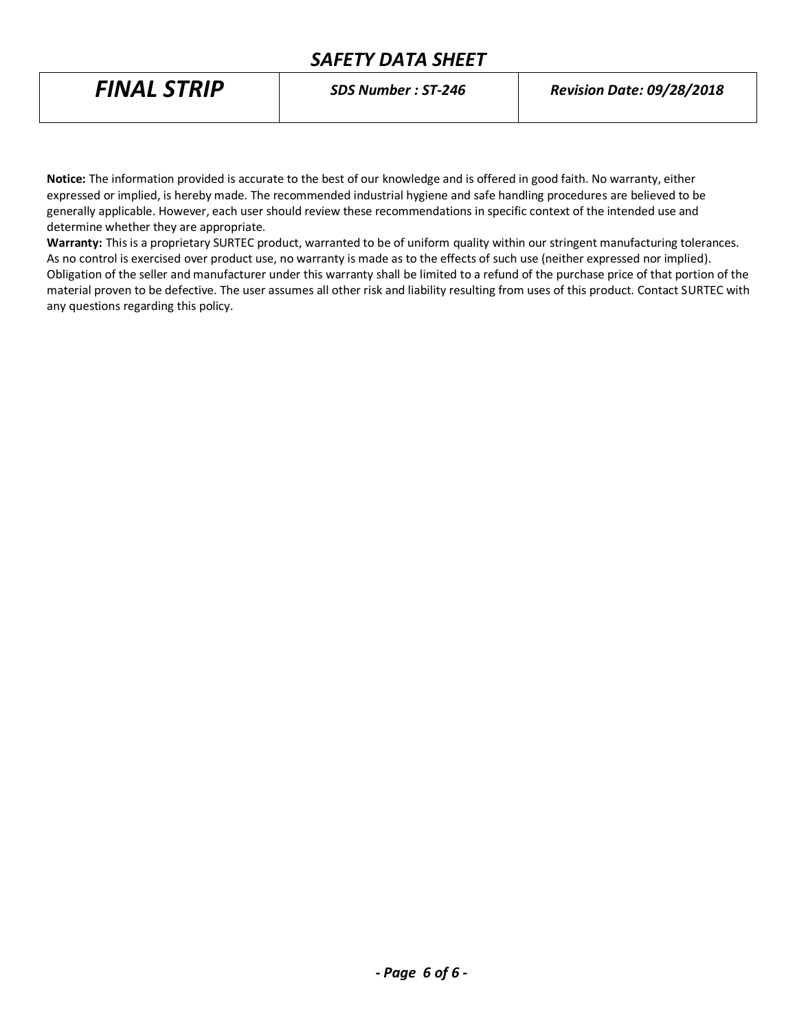**Notice:** The information provided is accurate to the best of our knowledge and is offered in good faith. No warranty, either expressed or implied, is hereby made. The recommended industrial hygiene and safe handling procedures are believed to be generally applicable. However, each user should review these recommendations in specific context of the intended use and determine whether they are appropriate.

**Warranty:** This is a proprietary SURTEC product, warranted to be of uniform quality within our stringent manufacturing tolerances. As no control is exercised over product use, no warranty is made as to the effects of such use (neither expressed nor implied). Obligation of the seller and manufacturer under this warranty shall be limited to a refund of the purchase price of that portion of the material proven to be defective. The user assumes all other risk and liability resulting from uses of this product. Contact SURTEC with any questions regarding this policy.